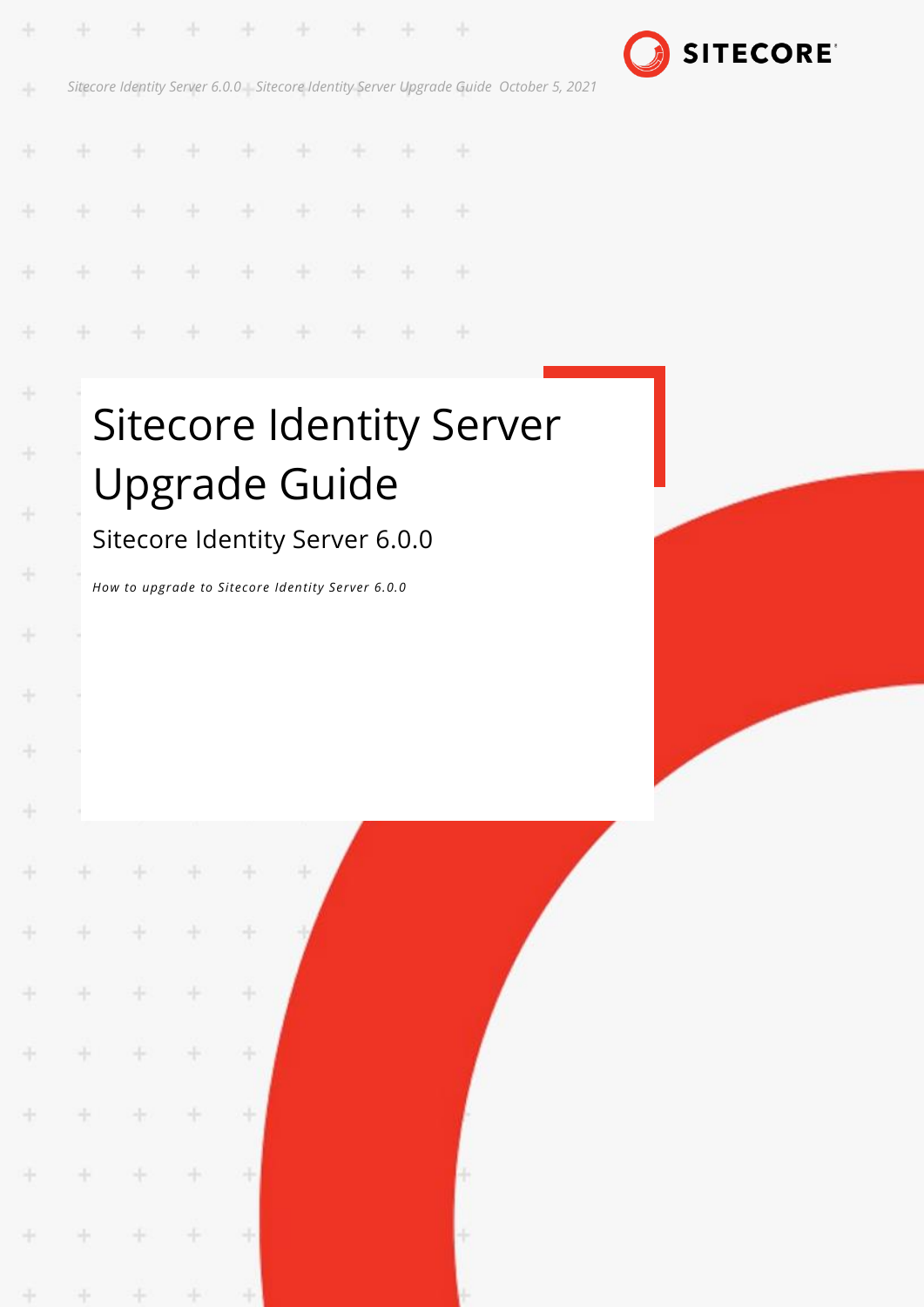# Sitecore Identity Server Upgrade Guide

## Sitecore Identity Server 6.0.0

*How to upgrade to Sitecore Identity Server 6.0.0*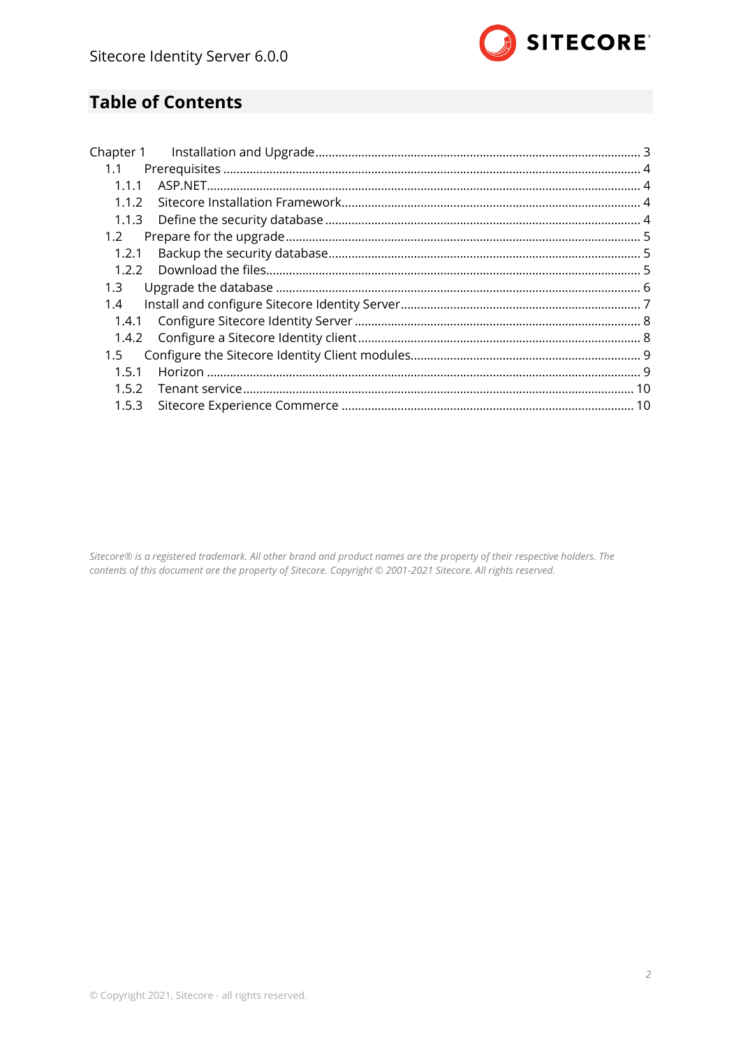## Table of Contents

Chapter 1 Installation and Upgrade ..... 3
- 1.1 Prerequisites ..... 4
  - 1.1.1 ASP.NET ..... 4
  - 1.1.2 Sitecore Installation Framework ..... 4
  - 1.1.3 Define the security database ..... 4
- 1.2 Prepare for the upgrade ..... 5
  - 1.2.1 Backup the security database ..... 5
  - 1.2.2 Download the files ..... 5
- 1.3 Upgrade the database ..... 6
- 1.4 Install and configure Sitecore Identity Server ..... 7
  - 1.4.1 Configure Sitecore Identity Server ..... 8
  - 1.4.2 Configure a Sitecore Identity client ..... 8
- 1.5 Configure the Sitecore Identity Client modules ..... 9
  - 1.5.1 Horizon ..... 9
  - 1.5.2 Tenant service ..... 10
  - 1.5.3 Sitecore Experience Commerce ..... 10

*Sitecore® is a registered trademark. All other brand and product names are the property of their respective holders. The contents of this document are the property of Sitecore. Copyright © 2001-2021 Sitecore. All rights reserved.*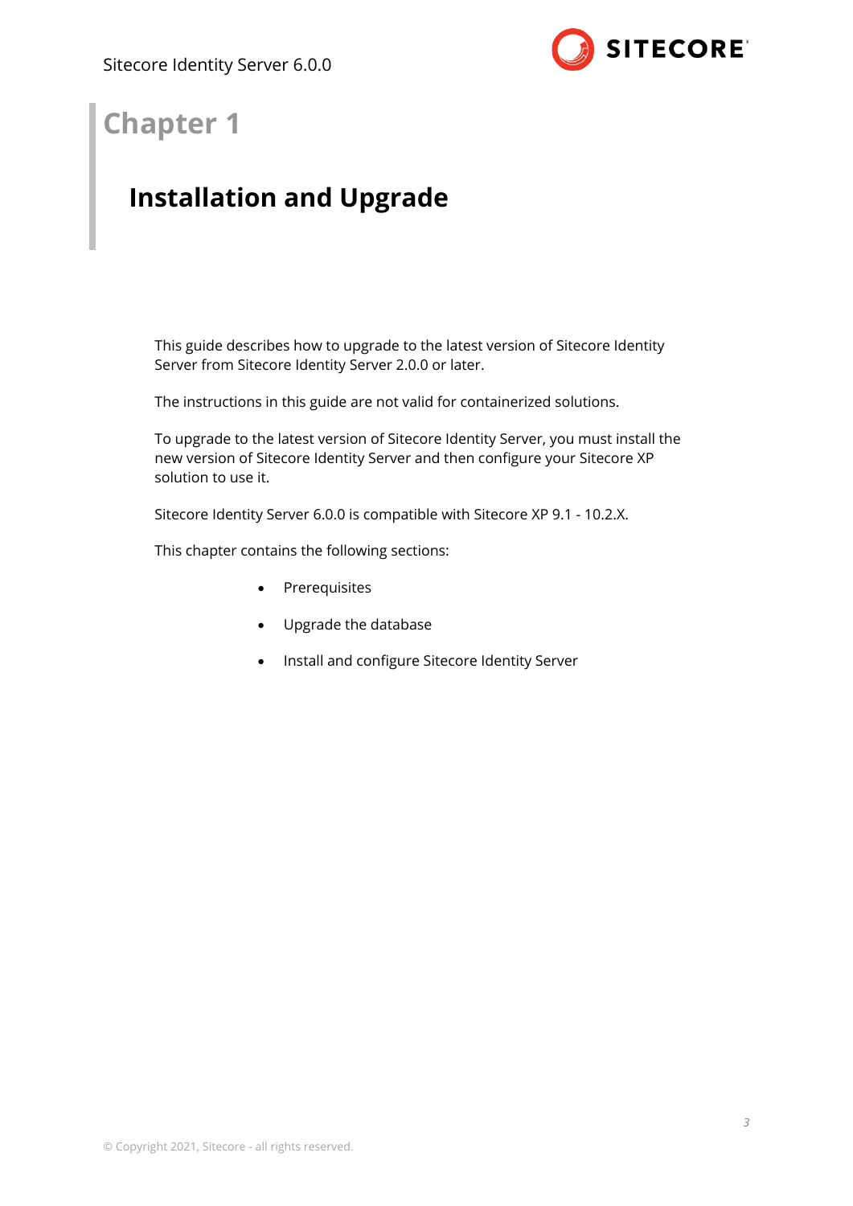# Chapter 1

## Installation and Upgrade

This guide describes how to upgrade to the latest version of Sitecore Identity Server from Sitecore Identity Server 2.0.0 or later.

The instructions in this guide are not valid for containerized solutions.

To upgrade to the latest version of Sitecore Identity Server, you must install the new version of Sitecore Identity Server and then configure your Sitecore XP solution to use it.

Sitecore Identity Server 6.0.0 is compatible with Sitecore XP 9.1 - 10.2.X.

This chapter contains the following sections:

- Prerequisites
- Upgrade the database
- Install and configure Sitecore Identity Server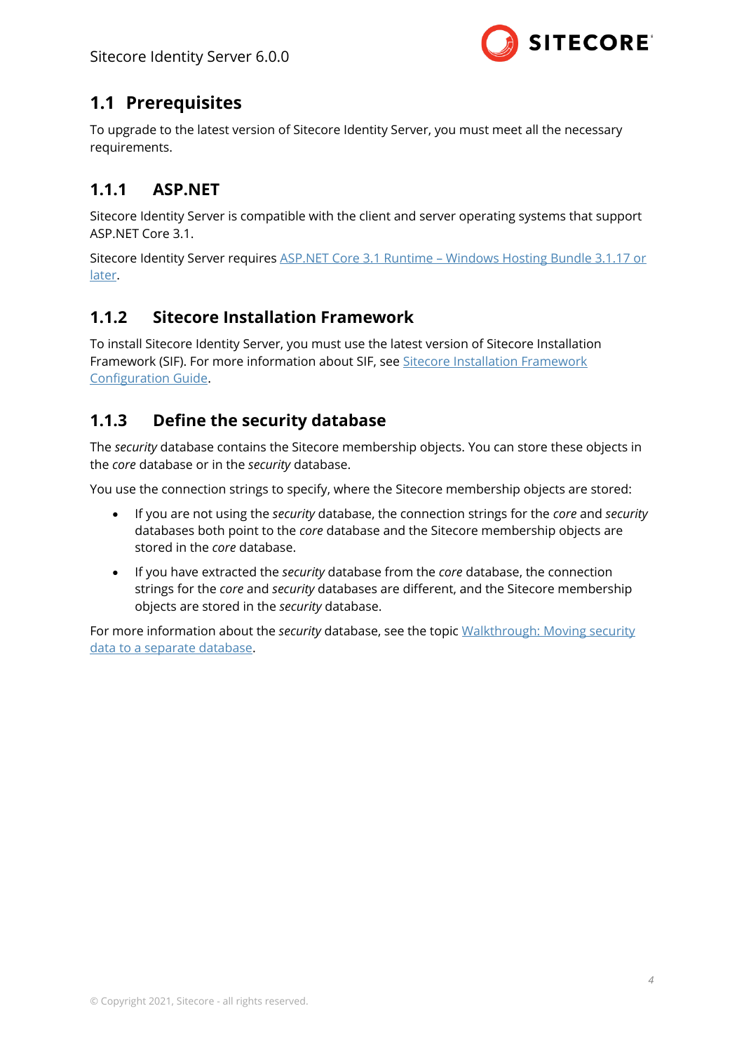## 1.1 Prerequisites

To upgrade to the latest version of Sitecore Identity Server, you must meet all the necessary requirements.

### 1.1.1 ASP.NET

Sitecore Identity Server is compatible with the client and server operating systems that support ASP.NET Core 3.1.

Sitecore Identity Server requires ASP.NET Core 3.1 Runtime – Windows Hosting Bundle 3.1.17 or later.

### 1.1.2 Sitecore Installation Framework

To install Sitecore Identity Server, you must use the latest version of Sitecore Installation Framework (SIF). For more information about SIF, see Sitecore Installation Framework Configuration Guide.

### 1.1.3 Define the security database

The *security* database contains the Sitecore membership objects. You can store these objects in the *core* database or in the *security* database.

You use the connection strings to specify, where the Sitecore membership objects are stored:

- If you are not using the *security* database, the connection strings for the *core* and *security* databases both point to the *core* database and the Sitecore membership objects are stored in the *core* database.
- If you have extracted the *security* database from the *core* database, the connection strings for the *core* and *security* databases are different, and the Sitecore membership objects are stored in the *security* database.

For more information about the *security* database, see the topic Walkthrough: Moving security data to a separate database.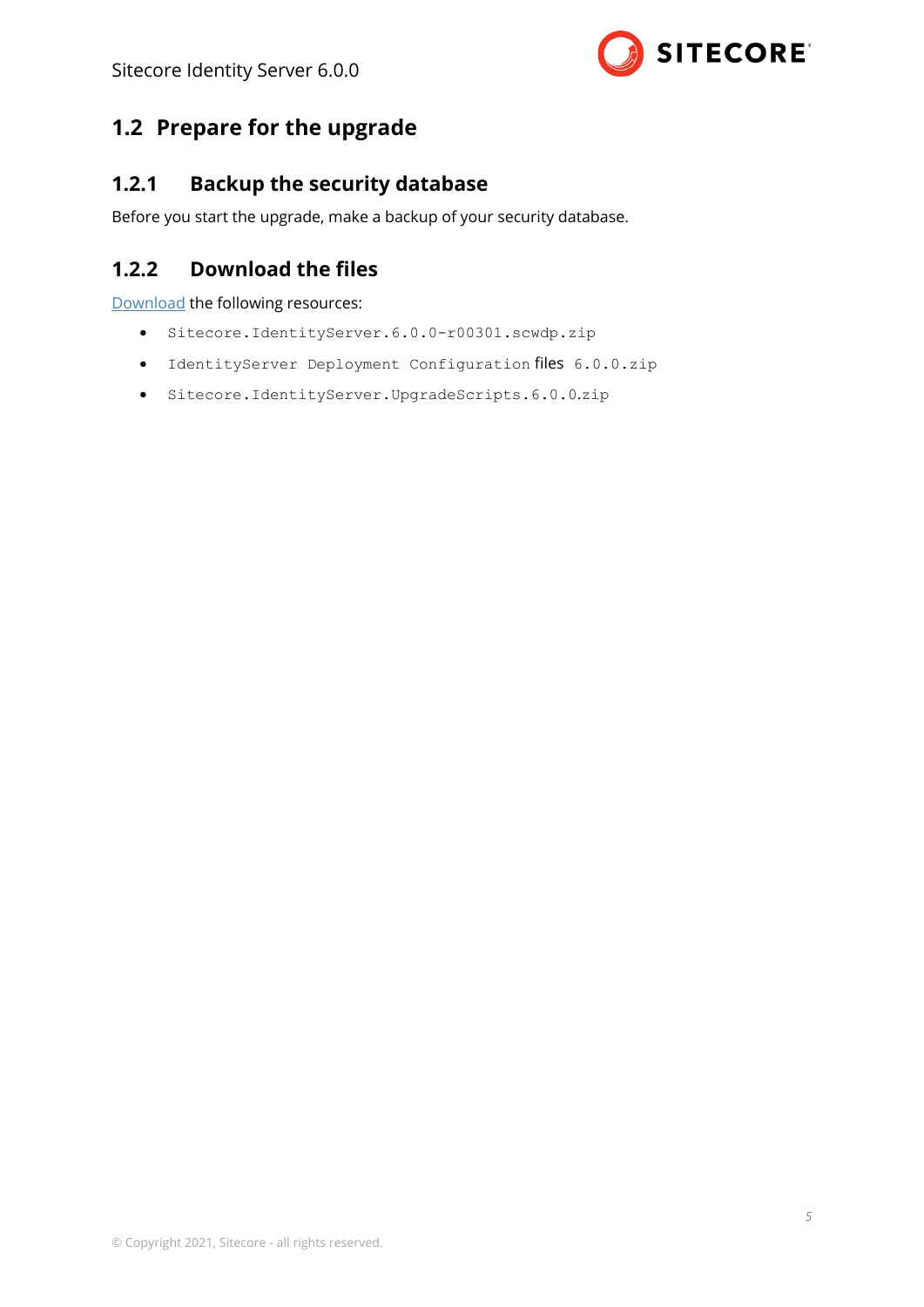## 1.2 Prepare for the upgrade

### 1.2.1 Backup the security database

Before you start the upgrade, make a backup of your security database.

### 1.2.2 Download the files

Download the following resources:

- `Sitecore.IdentityServer.6.0.0-r00301.scwdp.zip`
- `IdentityServer Deployment Configuration` files `6.0.0.zip`
- `Sitecore.IdentityServer.UpgradeScripts.6.0.0.zip`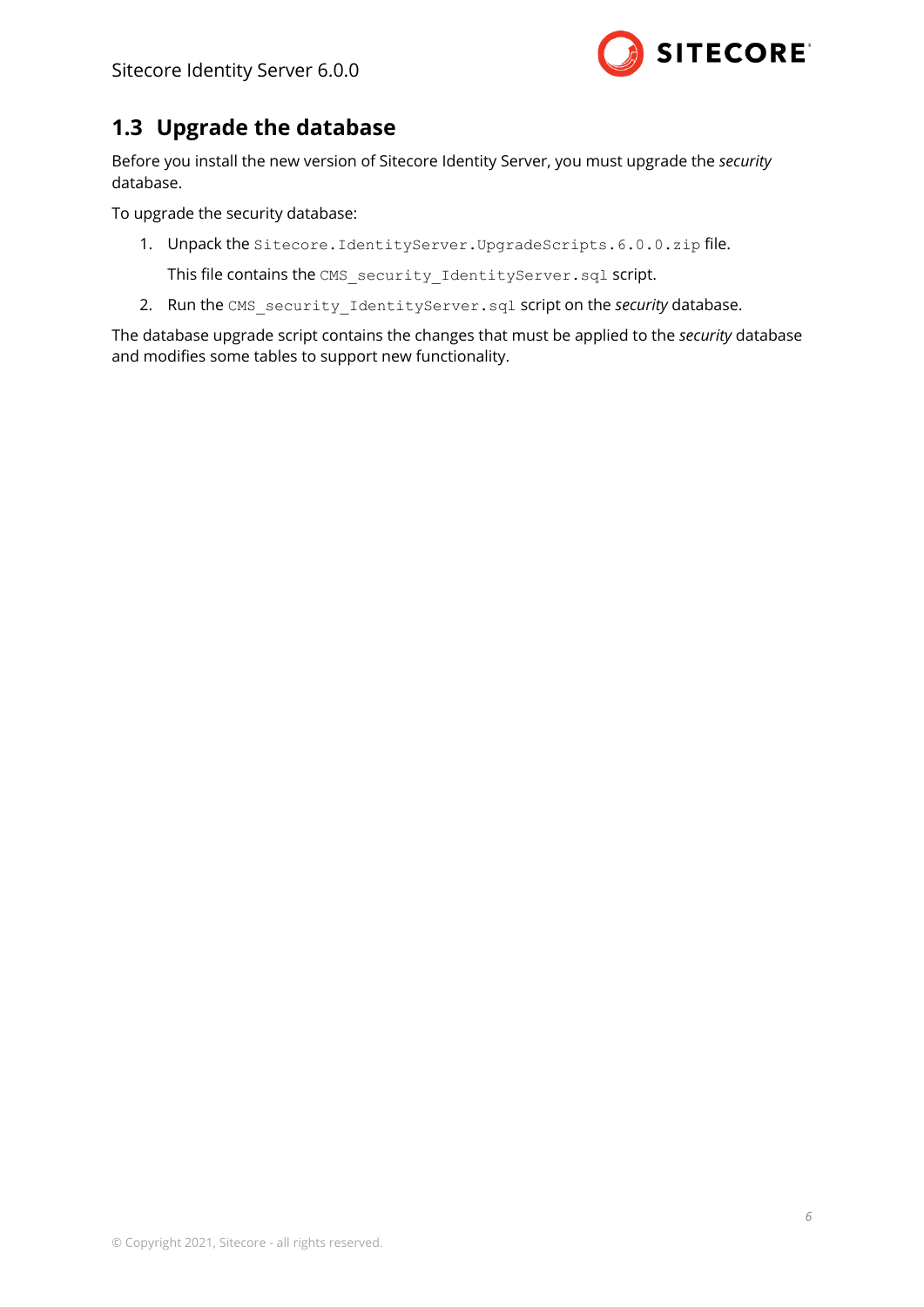## 1.3 Upgrade the database

Before you install the new version of Sitecore Identity Server, you must upgrade the *security* database.

To upgrade the security database:

1. Unpack the `Sitecore.IdentityServer.UpgradeScripts.6.0.0.zip` file.

   This file contains the `CMS_security_IdentityServer.sql` script.

2. Run the `CMS_security_IdentityServer.sql` script on the *security* database.

The database upgrade script contains the changes that must be applied to the *security* database and modifies some tables to support new functionality.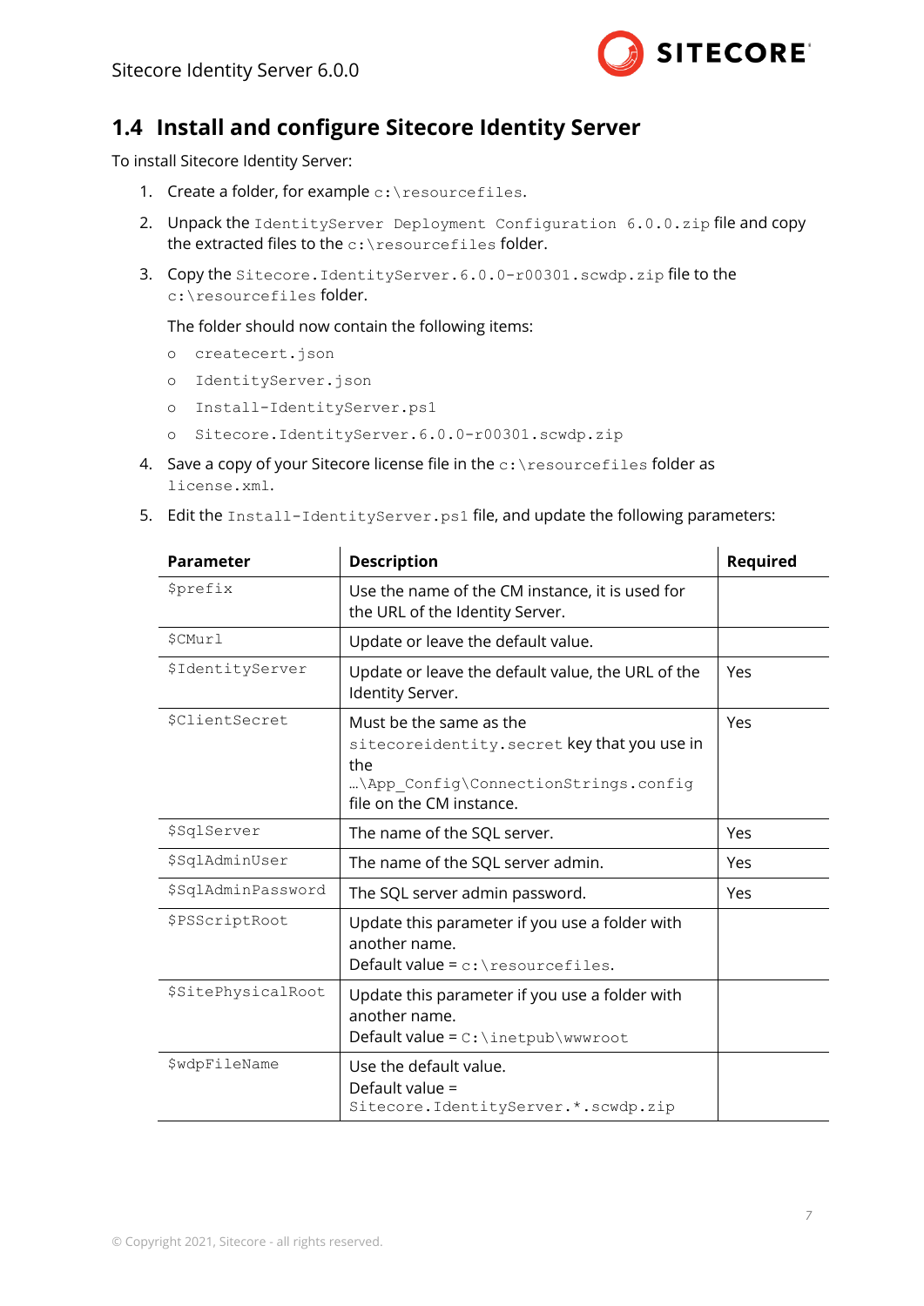## 1.4 Install and configure Sitecore Identity Server

To install Sitecore Identity Server:

1. Create a folder, for example `c:\resourcefiles`.
2. Unpack the `IdentityServer Deployment Configuration 6.0.0.zip` file and copy the extracted files to the `c:\resourcefiles` folder.
3. Copy the `Sitecore.IdentityServer.6.0.0-r00301.scwdp.zip` file to the `c:\resourcefiles` folder.

   The folder should now contain the following items:

   - `createcert.json`
   - `IdentityServer.json`
   - `Install-IdentityServer.ps1`
   - `Sitecore.IdentityServer.6.0.0-r00301.scwdp.zip`

4. Save a copy of your Sitecore license file in the `c:\resourcefiles` folder as `license.xml`.
5. Edit the `Install-IdentityServer.ps1` file, and update the following parameters:

| Parameter | Description | Required |
|---|---|---|
| `$prefix` | Use the name of the CM instance, it is used for the URL of the Identity Server. | |
| `$CMurl` | Update or leave the default value. | |
| `$IdentityServer` | Update or leave the default value, the URL of the Identity Server. | Yes |
| `$ClientSecret` | Must be the same as the `sitecoreidentity.secret` key that you use in the `…\App_Config\ConnectionStrings.config` file on the CM instance. | Yes |
| `$SqlServer` | The name of the SQL server. | Yes |
| `$SqlAdminUser` | The name of the SQL server admin. | Yes |
| `$SqlAdminPassword` | The SQL server admin password. | Yes |
| `$PSScriptRoot` | Update this parameter if you use a folder with another name. Default value = `c:\resourcefiles`. | |
| `$SitePhysicalRoot` | Update this parameter if you use a folder with another name. Default value = `C:\inetpub\wwwroot` | |
| `$wdpFileName` | Use the default value. Default value = `Sitecore.IdentityServer.*.scwdp.zip` | |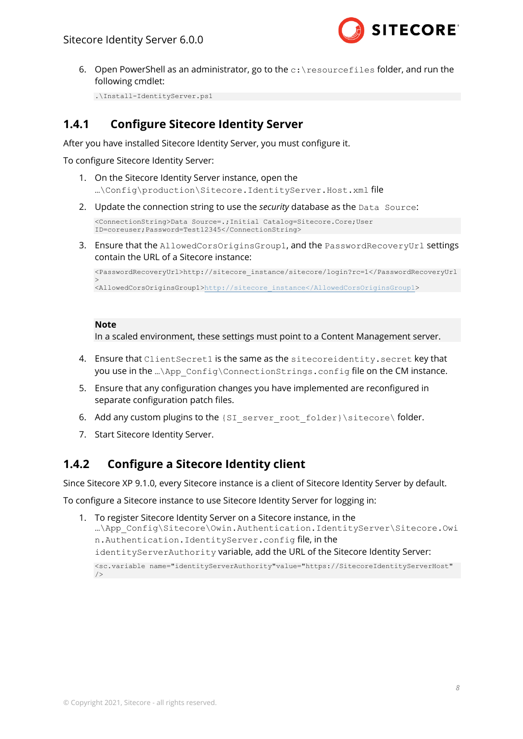6. Open PowerShell as an administrator, go to the `c:\resourcefiles` folder, and run the following cmdlet:

```
.\Install-IdentityServer.ps1
```

## 1.4.1 Configure Sitecore Identity Server

After you have installed Sitecore Identity Server, you must configure it.

To configure Sitecore Identity Server:

1. On the Sitecore Identity Server instance, open the `…\Config\production\Sitecore.IdentityServer.Host.xml` file
2. Update the connection string to use the *security* database as the `Data Source`:

```
<ConnectionString>Data Source=.;Initial Catalog=Sitecore.Core;User
ID=coreuser;Password=Test12345</ConnectionString>
```

3. Ensure that the `AllowedCorsOriginsGroup1`, and the `PasswordRecoveryUrl` settings contain the URL of a Sitecore instance:

```
<PasswordRecoveryUrl>http://sitecore_instance/sitecore/login?rc=1</PasswordRecoveryUrl
>
<AllowedCorsOriginsGroup1>http://sitecore_instance</AllowedCorsOriginsGroup1>
```

**Note**
In a scaled environment, these settings must point to a Content Management server.

4. Ensure that `ClientSecret1` is the same as the `sitecoreidentity.secret` key that you use in the `…\App_Config\ConnectionStrings.config` file on the CM instance.
5. Ensure that any configuration changes you have implemented are reconfigured in separate configuration patch files.
6. Add any custom plugins to the `{SI_server_root_folder}\sitecore\` folder.
7. Start Sitecore Identity Server.

## 1.4.2 Configure a Sitecore Identity client

Since Sitecore XP 9.1.0, every Sitecore instance is a client of Sitecore Identity Server by default.

To configure a Sitecore instance to use Sitecore Identity Server for logging in:

1. To register Sitecore Identity Server on a Sitecore instance, in the `…\App_Config\Sitecore\Owin.Authentication.IdentityServer\Sitecore.Owin.Authentication.IdentityServer.config` file, in the `identityServerAuthority` variable, add the URL of the Sitecore Identity Server:

```
<sc.variable name="identityServerAuthority"value="https://SitecoreIdentityServerHost"
/>
```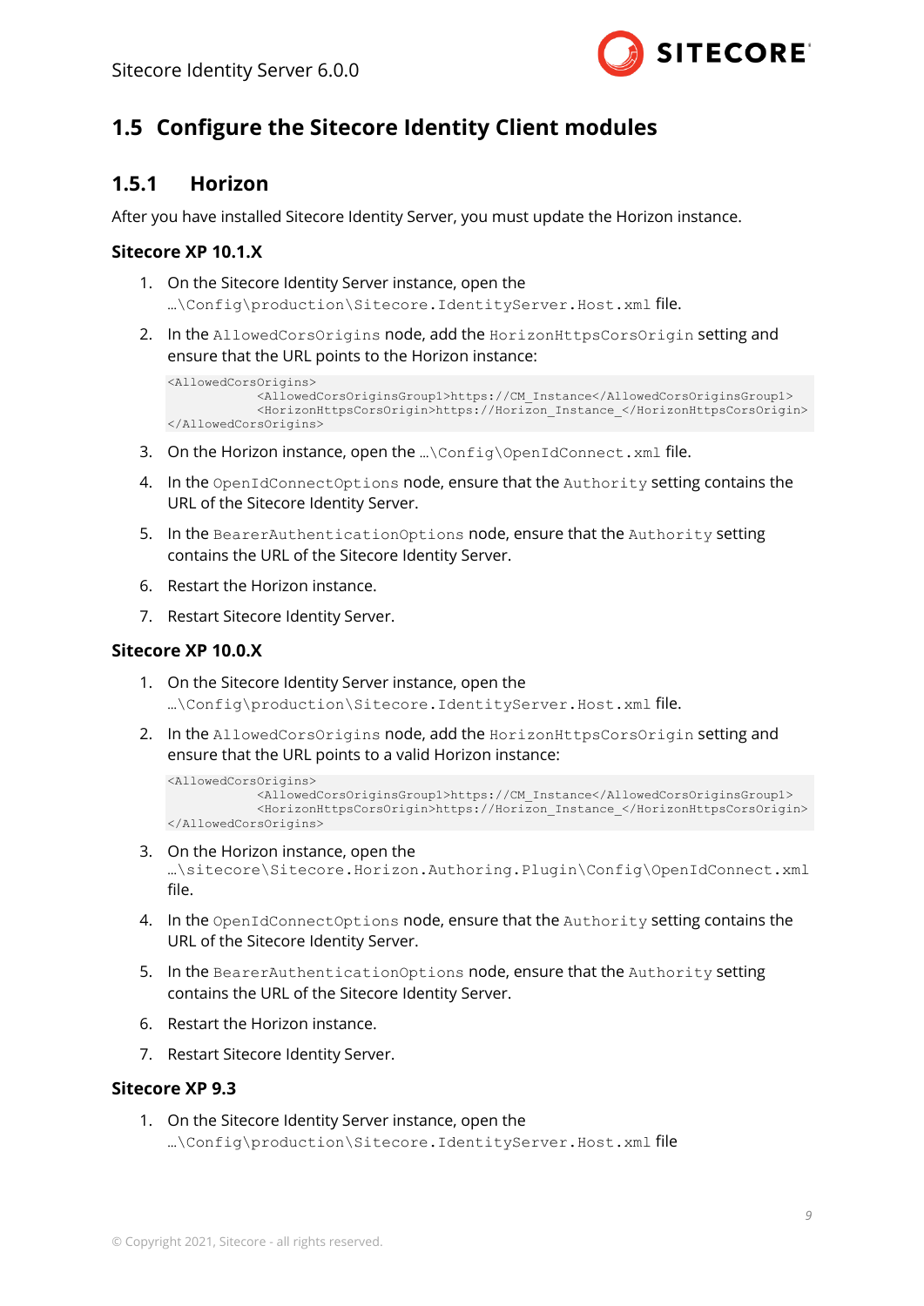## 1.5 Configure the Sitecore Identity Client modules

### 1.5.1 Horizon

After you have installed Sitecore Identity Server, you must update the Horizon instance.

#### Sitecore XP 10.1.X

1. On the Sitecore Identity Server instance, open the …\Config\production\Sitecore.IdentityServer.Host.xml file.
2. In the AllowedCorsOrigins node, add the HorizonHttpsCorsOrigin setting and ensure that the URL points to the Horizon instance:

```
<AllowedCorsOrigins>
            <AllowedCorsOriginsGroup1>https://CM_Instance</AllowedCorsOriginsGroup1>
            <HorizonHttpsCorsOrigin>https://Horizon_Instance_</HorizonHttpsCorsOrigin>
</AllowedCorsOrigins>
```

3. On the Horizon instance, open the …\Config\OpenIdConnect.xml file.
4. In the OpenIdConnectOptions node, ensure that the Authority setting contains the URL of the Sitecore Identity Server.
5. In the BearerAuthenticationOptions node, ensure that the Authority setting contains the URL of the Sitecore Identity Server.
6. Restart the Horizon instance.
7. Restart Sitecore Identity Server.

#### Sitecore XP 10.0.X

1. On the Sitecore Identity Server instance, open the …\Config\production\Sitecore.IdentityServer.Host.xml file.
2. In the AllowedCorsOrigins node, add the HorizonHttpsCorsOrigin setting and ensure that the URL points to a valid Horizon instance:

```
<AllowedCorsOrigins>
            <AllowedCorsOriginsGroup1>https://CM_Instance</AllowedCorsOriginsGroup1>
            <HorizonHttpsCorsOrigin>https://Horizon_Instance_</HorizonHttpsCorsOrigin>
</AllowedCorsOrigins>
```

3. On the Horizon instance, open the …\sitecore\Sitecore.Horizon.Authoring.Plugin\Config\OpenIdConnect.xml file.
4. In the OpenIdConnectOptions node, ensure that the Authority setting contains the URL of the Sitecore Identity Server.
5. In the BearerAuthenticationOptions node, ensure that the Authority setting contains the URL of the Sitecore Identity Server.
6. Restart the Horizon instance.
7. Restart Sitecore Identity Server.

#### Sitecore XP 9.3

1. On the Sitecore Identity Server instance, open the …\Config\production\Sitecore.IdentityServer.Host.xml file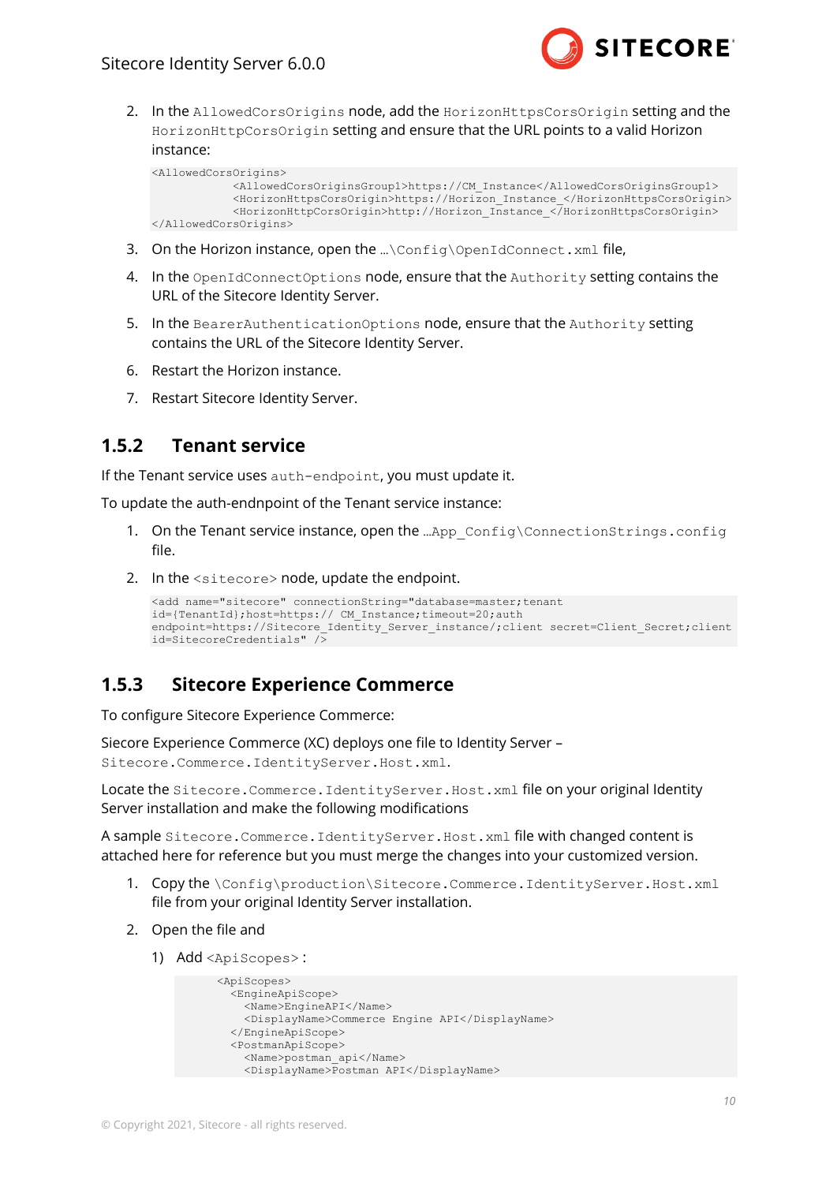2. In the `AllowedCorsOrigins` node, add the `HorizonHttpsCorsOrigin` setting and the `HorizonHttpCorsOrigin` setting and ensure that the URL points to a valid Horizon instance:

```
<AllowedCorsOrigins>
            <AllowedCorsOriginsGroup1>https://CM_Instance</AllowedCorsOriginsGroup1>
            <HorizonHttpsCorsOrigin>https://Horizon_Instance_</HorizonHttpsCorsOrigin>
            <HorizonHttpCorsOrigin>http://Horizon_Instance_</HorizonHttpsCorsOrigin>
</AllowedCorsOrigins>
```

3. On the Horizon instance, open the `…\Config\OpenIdConnect.xml` file,
4. In the `OpenIdConnectOptions` node, ensure that the `Authority` setting contains the URL of the Sitecore Identity Server.
5. In the `BearerAuthenticationOptions` node, ensure that the `Authority` setting contains the URL of the Sitecore Identity Server.
6. Restart the Horizon instance.
7. Restart Sitecore Identity Server.

## 1.5.2 Tenant service

If the Tenant service uses `auth-endpoint`, you must update it.

To update the auth-endnpoint of the Tenant service instance:

1. On the Tenant service instance, open the `…App_Config\ConnectionStrings.config` file.
2. In the `<sitecore>` node, update the endpoint.

```
<add name="sitecore" connectionString="database=master;tenant
id={TenantId};host=https:// CM_Instance;timeout=20;auth
endpoint=https://Sitecore_Identity_Server_instance/;client secret=Client_Secret;client
id=SitecoreCredentials" />
```

## 1.5.3 Sitecore Experience Commerce

To configure Sitecore Experience Commerce:

Siecore Experience Commerce (XC) deploys one file to Identity Server – `Sitecore.Commerce.IdentityServer.Host.xml`.

Locate the `Sitecore.Commerce.IdentityServer.Host.xml` file on your original Identity Server installation and make the following modifications

A sample `Sitecore.Commerce.IdentityServer.Host.xml` file with changed content is attached here for reference but you must merge the changes into your customized version.

1. Copy the `\Config\production\Sitecore.Commerce.IdentityServer.Host.xml` file from your original Identity Server installation.
2. Open the file and
   1) Add `<ApiScopes>`:

```
      <ApiScopes>
        <EngineApiScope>
          <Name>EngineAPI</Name>
          <DisplayName>Commerce Engine API</DisplayName>
        </EngineApiScope>
        <PostmanApiScope>
          <Name>postman_api</Name>
          <DisplayName>Postman API</DisplayName>
```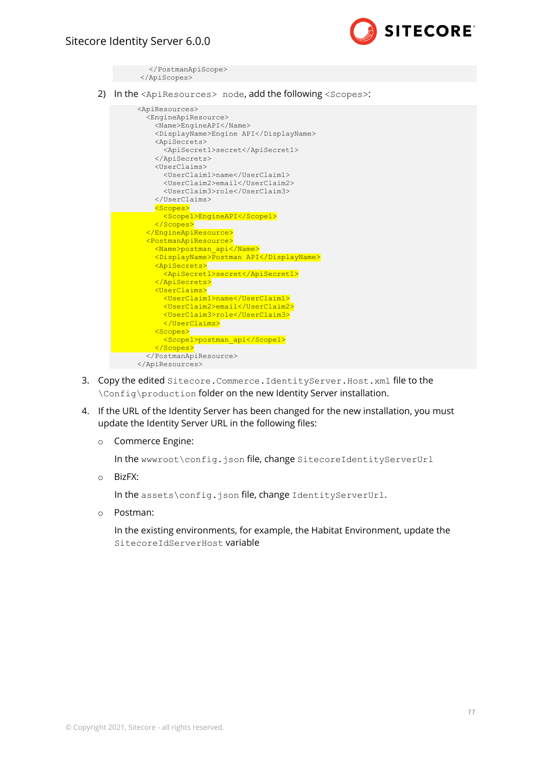```
    </PostmanApiScope>
  </ApiScopes>
```

2) In the `<ApiResources> node`, add the following `<Scopes>`:

```
<ApiResources>
  <EngineApiResource>
    <Name>EngineAPI</Name>
    <DisplayName>Engine API</DisplayName>
    <ApiSecrets>
      <ApiSecret1>secret</ApiSecret1>
    </ApiSecrets>
    <UserClaims>
      <UserClaim1>name</UserClaim1>
      <UserClaim2>email</UserClaim2>
      <UserClaim3>role</UserClaim3>
    </UserClaims>
    <Scopes>
      <Scope1>EngineAPI</Scope1>
    </Scopes>
  </EngineApiResource>
  <PostmanApiResource>
    <Name>postman_api</Name>
    <DisplayName>Postman API</DisplayName>
    <ApiSecrets>
      <ApiSecret1>secret</ApiSecret1>
    </ApiSecrets>
    <UserClaims>
      <UserClaim1>name</UserClaim1>
      <UserClaim2>email</UserClaim2>
      <UserClaim3>role</UserClaim3>
    </UserClaims>
    <Scopes>
      <Scope1>postman_api</Scope1>
    </Scopes>
  </PostmanApiResource>
</ApiResources>
```

3. Copy the edited `Sitecore.Commerce.IdentityServer.Host.xml` file to the `\Config\production` folder on the new Identity Server installation.

4. If the URL of the Identity Server has been changed for the new installation, you must update the Identity Server URL in the following files:

   - Commerce Engine:

     In the `wwwroot\config.json` file, change `SitecoreIdentityServerUrl`

   - BizFX:

     In the `assets\config.json` file, change `IdentityServerUrl`.

   - Postman:

     In the existing environments, for example, the Habitat Environment, update the `SitecoreIdServerHost` variable